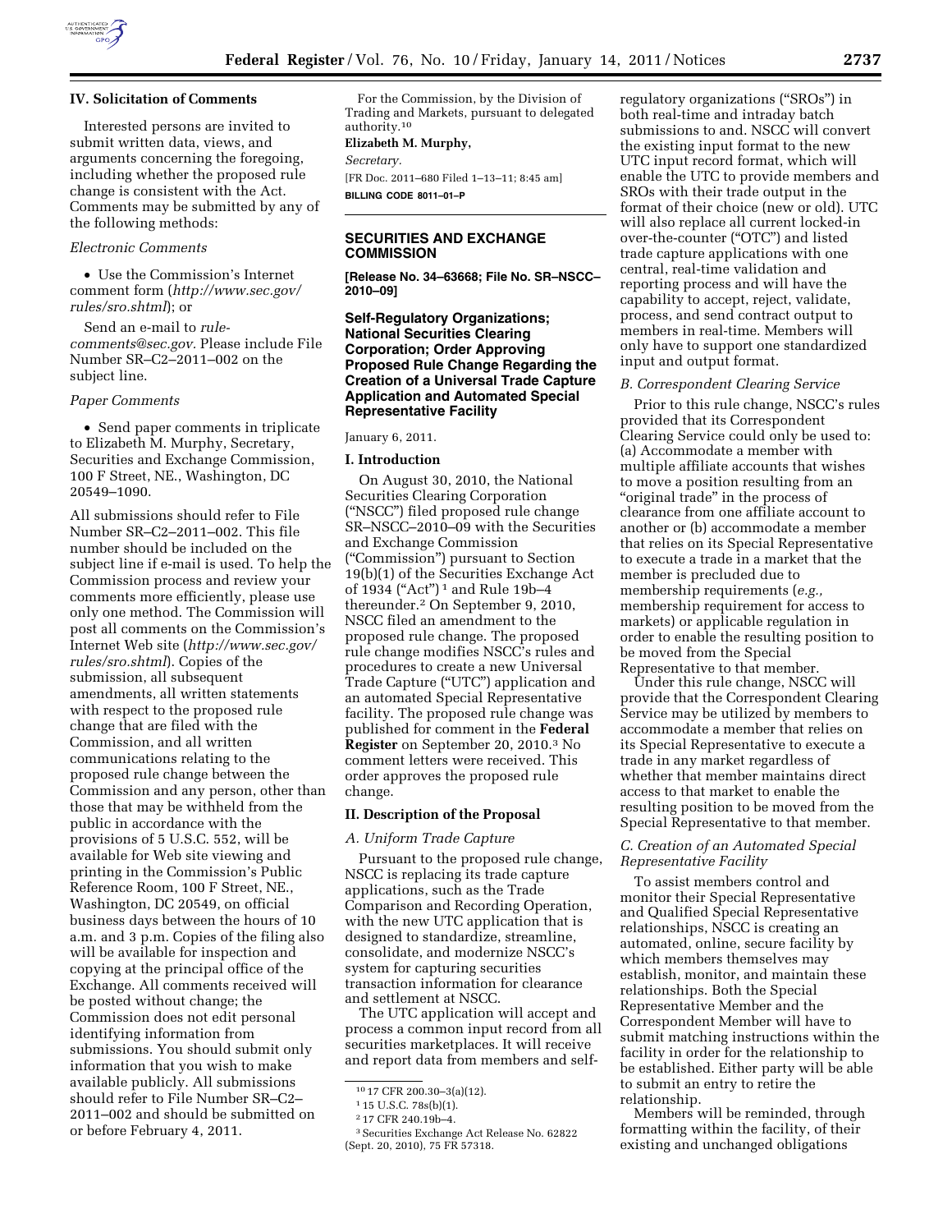## IV. Solicitation of Comments

Interested persons are invited to submit written data, views, and arguments concerning the foregoing, including whether the proposed rule change is consistent with the Act. Comments may be submitted by any of the following methods:

*Electronic Comments*

- Use the Commission's Internet comment form (*http://www.sec.gov/rules/sro.shtml*); or

Send an e-mail to *rule-comments@sec.gov.* Please include File Number SR–C2–2011–002 on the subject line.

*Paper Comments*

- Send paper comments in triplicate to Elizabeth M. Murphy, Secretary, Securities and Exchange Commission, 100 F Street, NE., Washington, DC 20549–1090.

All submissions should refer to File Number SR–C2–2011–002. This file number should be included on the subject line if e-mail is used. To help the Commission process and review your comments more efficiently, please use only one method. The Commission will post all comments on the Commission's Internet Web site (*http://www.sec.gov/rules/sro.shtml*). Copies of the submission, all subsequent amendments, all written statements with respect to the proposed rule change that are filed with the Commission, and all written communications relating to the proposed rule change between the Commission and any person, other than those that may be withheld from the public in accordance with the provisions of 5 U.S.C. 552, will be available for Web site viewing and printing in the Commission's Public Reference Room, 100 F Street, NE., Washington, DC 20549, on official business days between the hours of 10 a.m. and 3 p.m. Copies of the filing also will be available for inspection and copying at the principal office of the Exchange. All comments received will be posted without change; the Commission does not edit personal identifying information from submissions. You should submit only information that you wish to make available publicly. All submissions should refer to File Number SR–C2–2011–002 and should be submitted on or before February 4, 2011.

For the Commission, by the Division of Trading and Markets, pursuant to delegated authority.[10]

**Elizabeth M. Murphy,**

*Secretary.*

[FR Doc. 2011–680 Filed 1–13–11; 8:45 am]

**BILLING CODE 8011–01–P**

---

## SECURITIES AND EXCHANGE COMMISSION

**[Release No. 34–63668; File No. SR–NSCC–2010–09]**

## Self-Regulatory Organizations; National Securities Clearing Corporation; Order Approving Proposed Rule Change Regarding the Creation of a Universal Trade Capture Application and Automated Special Representative Facility

January 6, 2011.

### I. Introduction

On August 30, 2010, the National Securities Clearing Corporation ("NSCC") filed proposed rule change SR–NSCC–2010–09 with the Securities and Exchange Commission ("Commission") pursuant to Section 19(b)(1) of the Securities Exchange Act of 1934 ("Act")[1] and Rule 19b–4 thereunder.[2] On September 9, 2010, NSCC filed an amendment to the proposed rule change. The proposed rule change modifies NSCC's rules and procedures to create a new Universal Trade Capture ("UTC") application and an automated Special Representative facility. The proposed rule change was published for comment in the **Federal Register** on September 20, 2010.[3] No comment letters were received. This order approves the proposed rule change.

### II. Description of the Proposal

*A. Uniform Trade Capture*

Pursuant to the proposed rule change, NSCC is replacing its trade capture applications, such as the Trade Comparison and Recording Operation, with the new UTC application that is designed to standardize, streamline, consolidate, and modernize NSCC's system for capturing securities transaction information for clearance and settlement at NSCC.

The UTC application will accept and process a common input record from all securities marketplaces. It will receive and report data from members and self-regulatory organizations ("SROs") in both real-time and intraday batch submissions to and. NSCC will convert the existing input format to the new UTC input record format, which will enable the UTC to provide members and SROs with their trade output in the format of their choice (new or old). UTC will also replace all current locked-in over-the-counter ("OTC") and listed trade capture applications with one central, real-time validation and reporting process and will have the capability to accept, reject, validate, process, and send contract output to members in real-time. Members will only have to support one standardized input and output format.

*B. Correspondent Clearing Service*

Prior to this rule change, NSCC's rules provided that its Correspondent Clearing Service could only be used to: (a) Accommodate a member with multiple affiliate accounts that wishes to move a position resulting from an "original trade" in the process of clearance from one affiliate account to another or (b) accommodate a member that relies on its Special Representative to execute a trade in a market that the member is precluded due to membership requirements (*e.g.,* membership requirement for access to markets) or applicable regulation in order to enable the resulting position to be moved from the Special Representative to that member.

Under this rule change, NSCC will provide that the Correspondent Clearing Service may be utilized by members to accommodate a member that relies on its Special Representative to execute a trade in any market regardless of whether that member maintains direct access to that market to enable the resulting position to be moved from the Special Representative to that member.

*C. Creation of an Automated Special Representative Facility*

To assist members control and monitor their Special Representative and Qualified Special Representative relationships, NSCC is creating an automated, online, secure facility by which members themselves may establish, monitor, and maintain these relationships. Both the Special Representative Member and the Correspondent Member will have to submit matching instructions within the facility in order for the relationship to be established. Either party will be able to submit an entry to retire the relationship.

Members will be reminded, through formatting within the facility, of their existing and unchanged obligations

---

[10] 17 CFR 200.30–3(a)(12).

[1] 15 U.S.C. 78s(b)(1).

[2] 17 CFR 240.19b–4.

[3] Securities Exchange Act Release No. 62822 (Sept. 20, 2010), 75 FR 57318.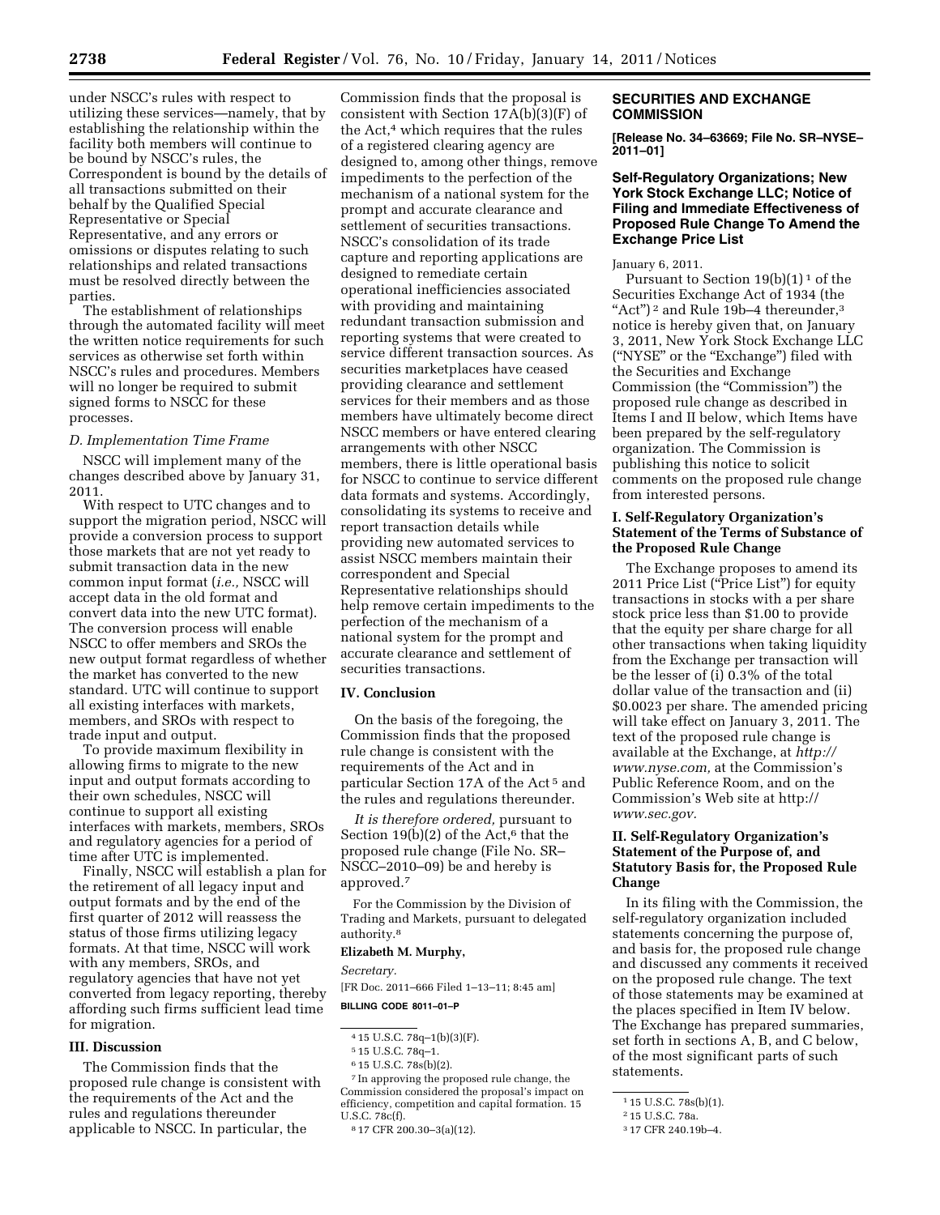under NSCC's rules with respect to utilizing these services—namely, that by establishing the relationship within the facility both members will continue to be bound by NSCC's rules, the Correspondent is bound by the details of all transactions submitted on their behalf by the Qualified Special Representative or Special Representative, and any errors or omissions or disputes relating to such relationships and related transactions must be resolved directly between the parties.

The establishment of relationships through the automated facility will meet the written notice requirements for such services as otherwise set forth within NSCC's rules and procedures. Members will no longer be required to submit signed forms to NSCC for these processes.

*D. Implementation Time Frame*

NSCC will implement many of the changes described above by January 31, 2011.

With respect to UTC changes and to support the migration period, NSCC will provide a conversion process to support those markets that are not yet ready to submit transaction data in the new common input format (*i.e.,* NSCC will accept data in the old format and convert data into the new UTC format). The conversion process will enable NSCC to offer members and SROs the new output format regardless of whether the market has converted to the new standard. UTC will continue to support all existing interfaces with markets, members, and SROs with respect to trade input and output.

To provide maximum flexibility in allowing firms to migrate to the new input and output formats according to their own schedules, NSCC will continue to support all existing interfaces with markets, members, SROs and regulatory agencies for a period of time after UTC is implemented.

Finally, NSCC will establish a plan for the retirement of all legacy input and output formats and by the end of the first quarter of 2012 will reassess the status of those firms utilizing legacy formats. At that time, NSCC will work with any members, SROs, and regulatory agencies that have not yet converted from legacy reporting, thereby affording such firms sufficient lead time for migration.

## III. Discussion

The Commission finds that the proposed rule change is consistent with the requirements of the Act and the rules and regulations thereunder applicable to NSCC. In particular, the Commission finds that the proposal is consistent with Section 17A(b)(3)(F) of the Act,[4] which requires that the rules of a registered clearing agency are designed to, among other things, remove impediments to the perfection of the mechanism of a national system for the prompt and accurate clearance and settlement of securities transactions. NSCC's consolidation of its trade capture and reporting applications are designed to remediate certain operational inefficiencies associated with providing and maintaining redundant transaction submission and reporting systems that were created to service different transaction sources. As securities marketplaces have ceased providing clearance and settlement services for their members and as those members have ultimately become direct NSCC members or have entered clearing arrangements with other NSCC members, there is little operational basis for NSCC to continue to service different data formats and systems. Accordingly, consolidating its systems to receive and report transaction details while providing new automated services to assist NSCC members maintain their correspondent and Special Representative relationships should help remove certain impediments to the perfection of the mechanism of a national system for the prompt and accurate clearance and settlement of securities transactions.

## IV. Conclusion

On the basis of the foregoing, the Commission finds that the proposed rule change is consistent with the requirements of the Act and in particular Section 17A of the Act[5] and the rules and regulations thereunder.

*It is therefore ordered,* pursuant to Section 19(b)(2) of the Act,[6] that the proposed rule change (File No. SR–NSCC–2010–09) be and hereby is approved.[7]

For the Commission by the Division of Trading and Markets, pursuant to delegated authority.[8]

**Elizabeth M. Murphy,**

*Secretary.*

[FR Doc. 2011–666 Filed 1–13–11; 8:45 am]

**BILLING CODE 8011–01–P**

[4] 15 U.S.C. 78q–1(b)(3)(F).

[5] 15 U.S.C. 78q–1.

[6] 15 U.S.C. 78s(b)(2).

[7] In approving the proposed rule change, the Commission considered the proposal's impact on efficiency, competition and capital formation. 15 U.S.C. 78c(f).

[8] 17 CFR 200.30–3(a)(12).

## SECURITIES AND EXCHANGE COMMISSION

**[Release No. 34–63669; File No. SR–NYSE–2011–01]**

## Self-Regulatory Organizations; New York Stock Exchange LLC; Notice of Filing and Immediate Effectiveness of Proposed Rule Change To Amend the Exchange Price List

January 6, 2011.

Pursuant to Section 19(b)(1)[1] of the Securities Exchange Act of 1934 (the "Act")[2] and Rule 19b–4 thereunder,[3] notice is hereby given that, on January 3, 2011, New York Stock Exchange LLC ("NYSE" or the "Exchange") filed with the Securities and Exchange Commission (the "Commission") the proposed rule change as described in Items I and II below, which Items have been prepared by the self-regulatory organization. The Commission is publishing this notice to solicit comments on the proposed rule change from interested persons.

### I. Self-Regulatory Organization's Statement of the Terms of Substance of the Proposed Rule Change

The Exchange proposes to amend its 2011 Price List ("Price List") for equity transactions in stocks with a per share stock price less than $1.00 to provide that the equity per share charge for all other transactions when taking liquidity from the Exchange per transaction will be the lesser of (i) 0.3% of the total dollar value of the transaction and (ii) $0.0023 per share. The amended pricing will take effect on January 3, 2011. The text of the proposed rule change is available at the Exchange, at *http://www.nyse.com,* at the Commission's Public Reference Room, and on the Commission's Web site at http://*www.sec.gov.*

### II. Self-Regulatory Organization's Statement of the Purpose of, and Statutory Basis for, the Proposed Rule Change

In its filing with the Commission, the self-regulatory organization included statements concerning the purpose of, and basis for, the proposed rule change and discussed any comments it received on the proposed rule change. The text of those statements may be examined at the places specified in Item IV below. The Exchange has prepared summaries, set forth in sections A, B, and C below, of the most significant parts of such statements.

[1] 15 U.S.C. 78s(b)(1).

[2] 15 U.S.C. 78a.

[3] 17 CFR 240.19b–4.